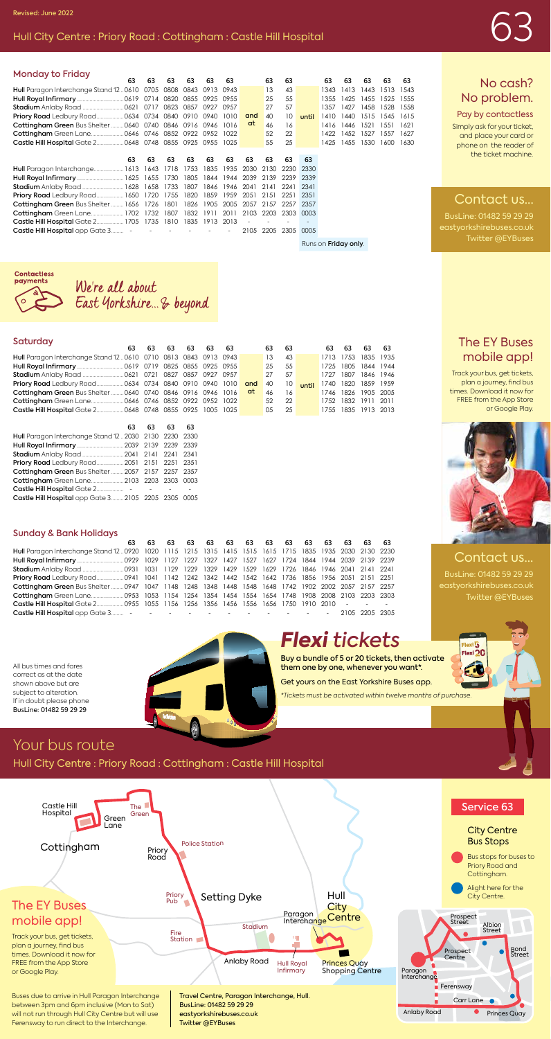Revised: June 2022

# Hull City Centre : Priory Road : Cottingham : Castle Hill Hospital

# 63

## Monday to Friday

| | 63 | 63 | 63 | 63 | 63 | 63 | | 63 | 63 | | 63 | 63 | 63 | 63 | 63 |
|---|---|---|---|---|---|---|---|---|---|---|---|---|---|---|---|
| **Hull** Paragon Interchange Stand 12 | 0610 | 0705 | 0808 | 0843 | 0913 | 0943 | | 13 | 43 | | 1343 | 1413 | 1443 | 1513 | 1543 |
| **Hull Royal Infirmary** | 0619 | 0714 | 0820 | 0855 | 0925 | 0955 | | 25 | 55 | | 1355 | 1425 | 1455 | 1525 | 1555 |
| **Stadium** Anlaby Road | 0621 | 0717 | 0823 | 0857 | 0927 | 0957 | | 27 | 57 | | 1357 | 1427 | 1458 | 1528 | 1558 |
| **Priory Road** Ledbury Road | 0634 | 0734 | 0840 | 0910 | 0940 | 1010 | and at | 40 | 10 | until | 1410 | 1440 | 1515 | 1545 | 1615 |
| **Cottingham Green** Bus Shelter | 0640 | 0740 | 0846 | 0916 | 0946 | 1016 | | 46 | 16 | | 1416 | 1446 | 1521 | 1551 | 1621 |
| **Cottingham** Green Lane | 0646 | 0746 | 0852 | 0922 | 0952 | 1022 | | 52 | 22 | | 1422 | 1452 | 1527 | 1557 | 1627 |
| **Castle Hill Hospital** Gate 2 | 0648 | 0748 | 0855 | 0925 | 0955 | 1025 | | 55 | 25 | | 1425 | 1455 | 1530 | 1600 | 1630 |

| | 63 | 63 | 63 | 63 | 63 | 63 | 63 | 63 | 63 | 63 |
|---|---|---|---|---|---|---|---|---|---|---|
| **Hull** Paragon Interchange | 1613 | 1643 | 1718 | 1753 | 1835 | 1935 | 2030 | 2130 | 2230 | 2330 |
| **Hull Royal Infirmary** | 1625 | 1655 | 1730 | 1805 | 1844 | 1944 | 2039 | 2139 | 2239 | 2339 |
| **Stadium** Anlaby Road | 1628 | 1658 | 1733 | 1807 | 1846 | 1946 | 2041 | 2141 | 2241 | 2341 |
| **Priory Road** Ledbury Road | 1650 | 1720 | 1755 | 1820 | 1859 | 1959 | 2051 | 2151 | 2251 | 2351 |
| **Cottingham Green** Bus Shelter | 1656 | 1726 | 1801 | 1826 | 1905 | 2005 | 2057 | 2157 | 2257 | 2357 |
| **Cottingham** Green Lane | 1702 | 1732 | 1807 | 1832 | 1911 | 2011 | 2103 | 2203 | 2303 | 0003 |
| **Castle Hill Hospital** Gate 2 | 1705 | 1735 | 1810 | 1835 | 1913 | 2013 | - | - | - | - |
| **Castle Hill Hospital** opp Gate 3 | - | - | - | - | - | - | 2105 | 2205 | 2305 | 0005 |

Runs on **Friday only**.

## No cash? No problem.

### Pay by contactless

Simply ask for your ticket, and place your card or phone on the reader of the ticket machine.

## Contact us...

BusLine: 01482 59 29 29
eastyorkshirebuses.co.uk
Twitter @EYBuses

Contactless payments

We're all about East Yorkshire... & beyond

## Saturday

| | 63 | 63 | 63 | 63 | 63 | 63 | | 63 | 63 | | 63 | 63 | 63 | 63 |
|---|---|---|---|---|---|---|---|---|---|---|---|---|---|---|
| **Hull** Paragon Interchange Stand 12 | 0610 | 0710 | 0813 | 0843 | 0913 | 0943 | | 13 | 43 | | 1713 | 1753 | 1835 | 1935 |
| **Hull Royal Infirmary** | 0619 | 0719 | 0825 | 0855 | 0925 | 0955 | | 25 | 55 | | 1725 | 1805 | 1844 | 1944 |
| **Stadium** Anlaby Road | 0621 | 0721 | 0827 | 0857 | 0927 | 0957 | | 27 | 57 | | 1727 | 1807 | 1846 | 1946 |
| **Priory Road** Ledbury Road | 0634 | 0734 | 0840 | 0910 | 0940 | 1010 | and at | 40 | 10 | until | 1740 | 1820 | 1859 | 1959 |
| **Cottingham Green** Bus Shelter | 0640 | 0740 | 0846 | 0916 | 0946 | 1016 | | 46 | 16 | | 1746 | 1826 | 1905 | 2005 |
| **Cottingham** Green Lane | 0646 | 0746 | 0852 | 0922 | 0952 | 1022 | | 52 | 22 | | 1752 | 1832 | 1911 | 2011 |
| **Castle Hill Hospital** Gate 2 | 0648 | 0748 | 0855 | 0925 | 1005 | 1025 | | 05 | 25 | | 1755 | 1835 | 1913 | 2013 |

| | 63 | 63 | 63 | 63 |
|---|---|---|---|---|
| **Hull** Paragon Interchange Stand 12 | 2030 | 2130 | 2230 | 2330 |
| **Hull Royal Infirmary** | 2039 | 2139 | 2239 | 2339 |
| **Stadium** Anlaby Road | 2041 | 2141 | 2241 | 2341 |
| **Priory Road** Ledbury Road | 2051 | 2151 | 2251 | 2351 |
| **Cottingham Green** Bus Shelter | 2057 | 2157 | 2257 | 2357 |
| **Cottingham** Green Lane | 2103 | 2203 | 2303 | 0003 |
| **Castle Hill Hospital** Gate 2 | - | - | - | - |
| **Castle Hill Hospital** opp Gate 3 | 2105 | 2205 | 2305 | 0005 |

## The EY Buses mobile app!

Track your bus, get tickets, plan a journey, find bus times. Download it now for FREE from the App Store or Google Play.

## Sunday & Bank Holidays

| | 63 | 63 | 63 | 63 | 63 | 63 | 63 | 63 | 63 | 63 | 63 | 63 | 63 | 63 | 63 |
|---|---|---|---|---|---|---|---|---|---|---|---|---|---|---|---|
| **Hull** Paragon Interchange Stand 12 | 0920 | 1020 | 1115 | 1215 | 1315 | 1415 | 1515 | 1615 | 1715 | 1835 | 1935 | 2030 | 2130 | 2230 | |
| **Hull Royal Infirmary** | 0929 | 1029 | 1127 | 1227 | 1327 | 1427 | 1527 | 1627 | 1724 | 1844 | 1944 | 2039 | 2139 | 2239 | |
| **Stadium** Anlaby Road | 0931 | 1031 | 1129 | 1229 | 1329 | 1429 | 1529 | 1629 | 1726 | 1846 | 1946 | 2041 | 2141 | 2241 | |
| **Priory Road** Ledbury Road | 0941 | 1041 | 1142 | 1242 | 1342 | 1442 | 1542 | 1642 | 1736 | 1856 | 1956 | 2051 | 2151 | 2251 | |
| **Cottingham Green** Bus Shelter | 0947 | 1047 | 1148 | 1248 | 1348 | 1448 | 1548 | 1648 | 1742 | 1902 | 2002 | 2057 | 2157 | 2257 | |
| **Cottingham** Green Lane | 0953 | 1053 | 1154 | 1254 | 1354 | 1454 | 1554 | 1654 | 1748 | 1908 | 2008 | 2103 | 2203 | 2303 | |
| **Castle Hill Hospital** Gate 2 | 0955 | 1055 | 1156 | 1256 | 1356 | 1456 | 1556 | 1656 | 1750 | 1910 | 2010 | - | - | - | |
| **Castle Hill Hospital** opp Gate 3 | - | - | - | - | - | - | - | - | - | - | - | 2105 | 2205 | 2305 | |

## Contact us...

BusLine: 01482 59 29 29
eastyorkshirebuses.co.uk
Twitter @EYBuses

All bus times and fares correct as at the date shown above but are subject to alteration. If in doubt please phone BusLine: 01482 59 29 29

## *Flexi tickets*

**Buy a bundle of 5 or 20 tickets, then activate them one by one, whenever you want*.**

Get yours on the East Yorkshire Buses app.

*\*Tickets must be activated within twelve months of purchase.*

# Your bus route

## Hull City Centre : Priory Road : Cottingham : Castle Hill Hospital

Castle Hill Hospital · The Green · Green Lane · Cottingham · Priory Road · Police Station · Priory Pub · Setting Dyke · Fire Station · Stadium · Anlaby Road · Hull Royal Infirmary · Paragon Interchange · Hull City Centre · Princes Quay Shopping Centre

## The EY Buses mobile app!

Track your bus, get tickets, plan a journey, find bus times. Download it now for FREE from the App Store or Google Play.

## Service 63

### City Centre Bus Stops

- Bus stops for buses to Priory Road and Cottingham.
- Alight here for the City Centre.

Prospect Street · Albion Street · Prospect Centre · Bond Street · Paragon Interchange · Ferensway · Carr Lane · Anlaby Road · Princes Quay

Buses due to arrive in Hull Paragon Interchange between 3pm and 6pm inclusive (Mon to Sat) will not run through Hull City Centre but will use Ferensway to run direct to the Interchange.

Travel Centre, Paragon Interchange, Hull.
BusLine: 01482 59 29 29
eastyorkshirebuses.co.uk
Twitter @EYBuses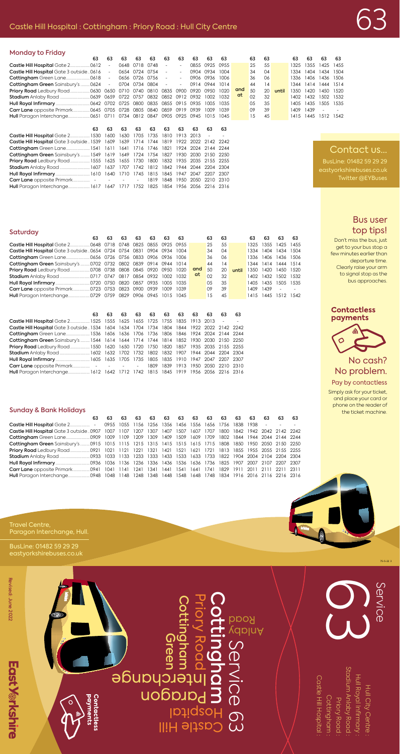# Castle Hill Hospital : Cottingham : Priory Road : Hull City Centre

# 63

## Monday to Friday

| | 63 | 63 | 63 | 63 | 63 | 63 | 63 | 63 | 63 | 63 | | 63 | 63 | | 63 | 63 | 63 | 63 |
|---|---|---|---|---|---|---|---|---|---|---|---|---|---|---|---|---|---|---|
| **Castle Hill Hospital** Gate 2 | 0612 | - | 0648 | 0718 | 0748 | - | - | 0855 | 0925 | 0955 | and at | 25 | 55 | until | 1325 | 1355 | 1425 | 1455 |
| **Castle Hill Hospital** Gate 3 outside | 0616 | - | 0654 | 0724 | 0754 | - | - | 0904 | 0934 | 1004 | | 34 | 04 | | 1334 | 1404 | 1434 | 1504 |
| **Cottingham** Green Lane | 0618 | - | 0656 | 0726 | 0756 | - | - | 0906 | 0936 | 1006 | | 36 | 06 | | 1336 | 1406 | 1436 | 1506 |
| **Cottingham Green** Sainsbury's | 0624 | - | 0704 | 0734 | 0804 | - | - | 0914 | 0944 | 1014 | | 44 | 14 | | 1344 | 1414 | 1444 | 1514 |
| **Priory Road** Ledbury Road | 0630 | 0650 | 0710 | 0740 | 0810 | 0835 | 0900 | 0920 | 0950 | 1020 | | 50 | 20 | | 1350 | 1420 | 1450 | 1520 |
| **Stadium** Anlaby Road | 0639 | 0659 | 0722 | 0757 | 0832 | 0852 | 0912 | 0932 | 1002 | 1032 | | 02 | 32 | | 1402 | 1432 | 1502 | 1532 |
| **Hull Royal Infirmary** | 0642 | 0702 | 0725 | 0800 | 0835 | 0855 | 0915 | 0935 | 1005 | 1035 | | 05 | 35 | | 1405 | 1435 | 1505 | 1535 |
| **Carr Lane** opposite Primark | 0645 | 0705 | 0728 | 0805 | 0840 | 0859 | 0919 | 0939 | 1009 | 1039 | | 09 | 39 | | 1409 | 1439 | - | - |
| **Hull** Paragon Interchange | 0651 | 0711 | 0734 | 0812 | 0847 | 0905 | 0925 | 0945 | 1015 | 1045 | | 15 | 45 | | 1415 | 1445 | 1512 | 1542 |

| | 63 | 63 | 63 | 63 | 63 | 63 | 63 | 63 | 63 | 63 |
|---|---|---|---|---|---|---|---|---|---|---|
| **Castle Hill Hospital** Gate 2 | 1530 | 1600 | 1630 | 1705 | 1735 | 1810 | 1913 | 2013 | - | - |
| **Castle Hill Hospital** Gate 3 outside | 1539 | 1609 | 1639 | 1714 | 1744 | 1819 | 1922 | 2022 | 2142 | 2242 |
| **Cottingham** Green Lane | 1541 | 1611 | 1641 | 1716 | 1746 | 1821 | 1924 | 2024 | 2144 | 2244 |
| **Cottingham Green** Sainsbury's | 1549 | 1619 | 1649 | 1724 | 1754 | 1827 | 1930 | 2030 | 2150 | 2250 |
| **Priory Road** Ledbury Road | 1555 | 1625 | 1655 | 1730 | 1800 | 1832 | 1935 | 2035 | 2155 | 2255 |
| **Stadium** Anlaby Road | 1607 | 1637 | 1707 | 1742 | 1812 | 1842 | 1944 | 2044 | 2204 | 2304 |
| **Hull Royal Infirmary** | 1610 | 1640 | 1710 | 1745 | 1815 | 1845 | 1947 | 2047 | 2207 | 2307 |
| **Carr Lane** opposite Primark | - | - | - | - | 1819 | 1848 | 1950 | 2050 | 2210 | 2310 |
| **Hull** Paragon Interchange | 1617 | 1647 | 1717 | 1752 | 1825 | 1854 | 1956 | 2056 | 2216 | 2316 |

## Saturday

| | 63 | 63 | 63 | 63 | 63 | 63 | 63 | | 63 | 63 | | 63 | 63 | 63 | 63 |
|---|---|---|---|---|---|---|---|---|---|---|---|---|---|---|---|
| **Castle Hill Hospital** Gate 2 | 0648 | 0718 | 0748 | 0825 | 0855 | 0925 | 0955 | and at | 25 | 55 | until | 1325 | 1355 | 1425 | 1455 |
| **Castle Hill Hospital** Gate 3 outside | 0654 | 0724 | 0754 | 0831 | 0904 | 0934 | 1004 | | 34 | 04 | | 1334 | 1404 | 1434 | 1504 |
| **Cottingham** Green Lane | 0656 | 0726 | 0756 | 0833 | 0906 | 0936 | 1006 | | 36 | 06 | | 1336 | 1406 | 1436 | 1506 |
| **Cottingham Green** Sainsbury's | 0702 | 0732 | 0802 | 0839 | 0914 | 0944 | 1014 | | 44 | 14 | | 1344 | 1414 | 1444 | 1514 |
| **Priory Road** Ledbury Road | 0708 | 0738 | 0808 | 0845 | 0920 | 0950 | 1020 | | 50 | 20 | | 1350 | 1420 | 1450 | 1520 |
| **Stadium** Anlaby Road | 0717 | 0747 | 0817 | 0854 | 0932 | 1002 | 1032 | | 02 | 32 | | 1402 | 1432 | 1502 | 1532 |
| **Hull Royal Infirmary** | 0720 | 0750 | 0820 | 0857 | 0935 | 1005 | 1035 | | 05 | 35 | | 1405 | 1435 | 1505 | 1535 |
| **Carr Lane** opposite Primark | 0723 | 0753 | 0823 | 0900 | 0939 | 1009 | 1039 | | 09 | 39 | | 1409 | 1439 | - | - |
| **Hull** Paragon Interchange | 0729 | 0759 | 0829 | 0906 | 0945 | 1015 | 1045 | | 15 | 45 | | 1415 | 1445 | 1512 | 1542 |

| | 63 | 63 | 63 | 63 | 63 | 63 | 63 | 63 | 63 | 63 | 63 |
|---|---|---|---|---|---|---|---|---|---|---|---|
| **Castle Hill Hospital** Gate 2 | 1525 | 1555 | 1625 | 1655 | 1725 | 1755 | 1835 | 1913 | 2013 | - | - |
| **Castle Hill Hospital** Gate 3 outside | 1534 | 1604 | 1634 | 1704 | 1734 | 1804 | 1844 | 1922 | 2022 | 2142 | 2242 |
| **Cottingham** Green Lane | 1536 | 1606 | 1636 | 1706 | 1736 | 1806 | 1846 | 1924 | 2024 | 2144 | 2244 |
| **Cottingham Green** Sainsbury's | 1544 | 1614 | 1644 | 1714 | 1744 | 1814 | 1852 | 1930 | 2030 | 2150 | 2250 |
| **Priory Road** Ledbury Road | 1550 | 1620 | 1650 | 1720 | 1750 | 1820 | 1857 | 1935 | 2035 | 2155 | 2255 |
| **Stadium** Anlaby Road | 1602 | 1632 | 1702 | 1732 | 1802 | 1832 | 1907 | 1944 | 2044 | 2204 | 2304 |
| **Hull Royal Infirmary** | 1605 | 1635 | 1705 | 1735 | 1805 | 1835 | 1910 | 1947 | 2047 | 2207 | 2307 |
| **Carr Lane** opposite Primark | - | - | - | - | 1809 | 1839 | 1913 | 1950 | 2050 | 2210 | 2310 |
| **Hull** Paragon Interchange | 1612 | 1642 | 1712 | 1742 | 1815 | 1845 | 1919 | 1956 | 2056 | 2216 | 2316 |

## Sunday & Bank Holidays

| | 63 | 63 | 63 | 63 | 63 | 63 | 63 | 63 | 63 | 63 | 63 | 63 | 63 | 63 | 63 | 63 |
|---|---|---|---|---|---|---|---|---|---|---|---|---|---|---|---|---|
| **Castle Hill Hospital** Gate 2 | - | 0955 | 1055 | 1156 | 1256 | 1356 | 1456 | 1556 | 1656 | 1756 | 1838 | 1938 | - | - | - | - |
| **Castle Hill Hospital** Gate 3 outside | 0907 | 1007 | 1107 | 1207 | 1307 | 1407 | 1507 | 1607 | 1707 | 1800 | 1842 | 1942 | 2042 | 2142 | 2242 | |
| **Cottingham** Green Lane | 0909 | 1009 | 1109 | 1209 | 1309 | 1409 | 1509 | 1609 | 1709 | 1802 | 1844 | 1944 | 2044 | 2144 | 2244 | |
| **Cottingham Green** Sainsbury's | 0915 | 1015 | 1115 | 1215 | 1315 | 1415 | 1515 | 1615 | 1715 | 1808 | 1850 | 1950 | 2050 | 2150 | 2250 | |
| **Priory Road** Ledbury Road | 0921 | 1021 | 1121 | 1221 | 1321 | 1421 | 1521 | 1621 | 1721 | 1813 | 1855 | 1955 | 2055 | 2155 | 2255 | |
| **Stadium** Anlaby Road | 0933 | 1033 | 1133 | 1233 | 1333 | 1433 | 1533 | 1633 | 1733 | 1822 | 1904 | 2004 | 2104 | 2204 | 2304 | |
| **Hull Royal Infirmary** | 0936 | 1036 | 1136 | 1236 | 1336 | 1436 | 1536 | 1636 | 1736 | 1825 | 1907 | 2007 | 2107 | 2207 | 2307 | |
| **Carr Lane** opposite Primark | 0941 | 1041 | 1141 | 1241 | 1341 | 1441 | 1541 | 1641 | 1741 | 1829 | 1911 | 2011 | 2111 | 2211 | 2311 | |
| **Hull** Paragon Interchange | 0948 | 1048 | 1148 | 1248 | 1348 | 1448 | 1548 | 1648 | 1748 | 1834 | 1916 | 2016 | 2116 | 2216 | 2316 | |

## Contact us...

BusLine: 01482 59 29 29
eastyorkshirebuses.co.uk
Twitter @EYBuses

## Bus user top tips!

Don't miss the bus, just get to your bus stop a few minutes earlier than departure time. Clearly raise your arm to signal stop as the bus approaches.

## Contactless payments

No cash? No problem.

Pay by contactless

Simply ask for your ticket, and place your card or phone on the reader of the ticket machine.

Travel Centre,
Paragon Interchange, Hull.

BusLine: 01482 59 29 29
eastyorkshirebuses.co.uk

Revised: June 2022

East Yorkshire

# Service 63

Hull City Centre :
Hull Royal Infirmary :
Stadium Anlaby Road :
Priory Road :
Cottingham :
Castle Hill Hospital :

Cottingham Service 63
Castle Hill Hospital
Anlaby Road
Priory Road
Paragon Interchange
Cottingham Green

Contactless payments